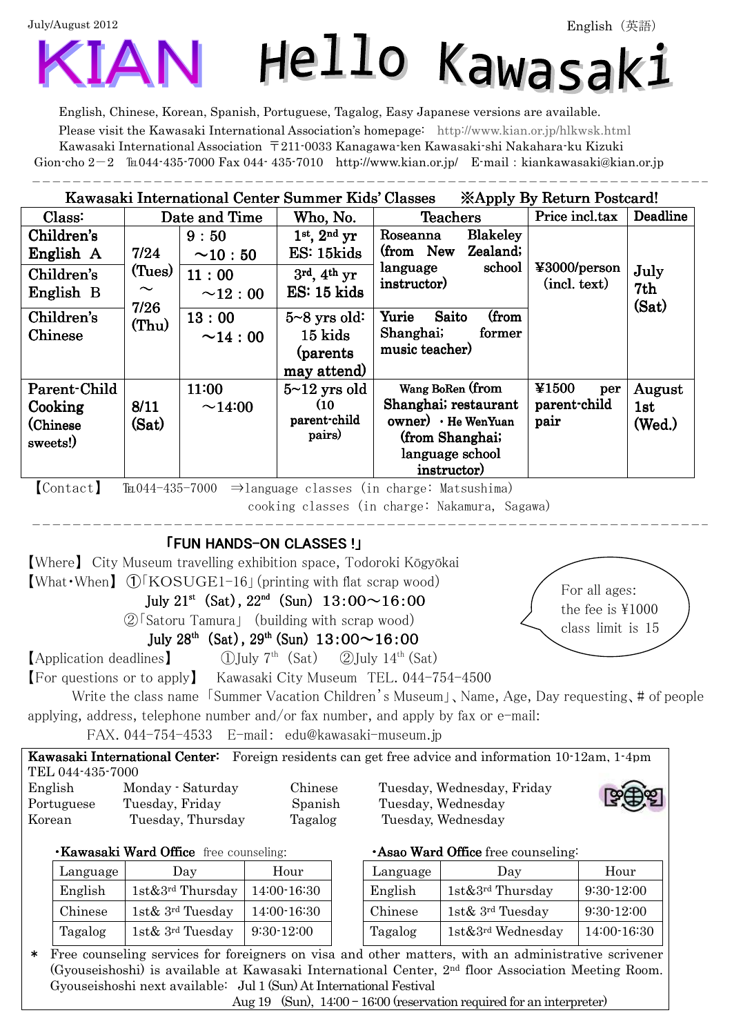July/August 2012

English（英語）

# KIAN Hello Kawasaki

English, Chinese, Korean, Spanish, Portuguese, Tagalog, Easy Japanese versions are available.

Please visit the Kawasaki International Association's homepage: http://www.kian.or.jp/hlkwsk.html

Kawasaki International Association 〒211-0033 Kanagawa-ken Kawasaki-shi Nakahara-ku Kizuki Gion-cho 2－2 TEL044-435-7000 Fax 044- 435-7010 http://www.kian.or.jp/ E-mail : kiankawasaki@kian.or.jp

## Kawasaki International Center Summer Kids' Classes ※Apply By Return Postcard!

| Class: | Date and Time | | Who, No. | Teachers | Price incl.tax | Deadline |
|---|---|---|---|---|---|---|
| Children's English A | 7/24 (Tues) ～ 7/26 (Thu) | 9：50 ～10：50 | 1st, 2nd yr ES: 15kids | Roseanna Blakeley (from New Zealand; language school instructor) | ¥3000/person (incl. text) | July 7th (Sat) |
| Children's English B | | 11：00 ～12：00 | 3rd, 4th yr ES: 15 kids | | | |
| Children's Chinese | | 13：00 ～14：00 | 5~8 yrs old: 15 kids (parents may attend) | Yurie Saito (from Shanghai; former music teacher) | | |
| Parent-Child Cooking (Chinese sweets!) | 8/11 (Sat) | 11:00 ～14:00 | 5~12 yrs old (10 parent-child pairs) | Wang BoRen (from Shanghai; restaurant owner) · He WenYuan (from Shanghai; language school instructor) | ¥1500 per parent-child pair | August 1st (Wed.) |

【Contact】 TEL044-435-7000 ⇒language classes (in charge: Matsushima)
cooking classes (in charge: Nakamura, Sagawa)

## 「FUN HANDS-ON CLASSES !」

【Where】 City Museum travelling exhibition space, Todoroki Kōgyōkai

【What･When】 ①「KOSUGE1-16」(printing with flat scrap wood)
July 21st (Sat), 22nd (Sun) 13:00～16:00
②「Satoru Tamura」 (building with scrap wood)
July 28th (Sat), 29th (Sun) 13:00～16:00

For all ages: the fee is ¥1000 class limit is 15

【Application deadlines】 ①July 7th (Sat) ②July 14th (Sat)

【For questions or to apply】 Kawasaki City Museum TEL. 044-754-4500

Write the class name「Summer Vacation Children's Museum」、Name, Age, Day requesting、# of people applying, address, telephone number and/or fax number, and apply by fax or e-mail:
FAX. 044-754-4533 E-mail: edu@kawasaki-museum.jp

**Kawasaki International Center:** Foreign residents can get free advice and information 10-12am, 1-4pm TEL 044-435-7000

| Language | Days | Language | Days |
|---|---|---|---|
| English | Monday - Saturday | Chinese | Tuesday, Wednesday, Friday |
| Portuguese | Tuesday, Friday | Spanish | Tuesday, Wednesday |
| Korean | Tuesday, Thursday | Tagalog | Tuesday, Wednesday |

**･Kawasaki Ward Office** free counseling:

| Language | Day | Hour |
|---|---|---|
| English | 1st&3rd Thursday | 14:00-16:30 |
| Chinese | 1st& 3rd Tuesday | 14:00-16:30 |
| Tagalog | 1st& 3rd Tuesday | 9:30-12:00 |

**･Asao Ward Office** free counseling:

| Language | Day | Hour |
|---|---|---|
| English | 1st&3rd Thursday | 9:30-12:00 |
| Chinese | 1st& 3rd Tuesday | 9:30-12:00 |
| Tagalog | 1st&3rd Wednesday | 14:00-16:30 |

* Free counseling services for foreigners on visa and other matters, with an administrative scrivener (Gyouseishoshi) is available at Kawasaki International Center, 2nd floor Association Meeting Room. Gyouseishoshi next available: Jul 1 (Sun) At International Festival
Aug 19 (Sun), 14:00－16:00 (reservation required for an interpreter)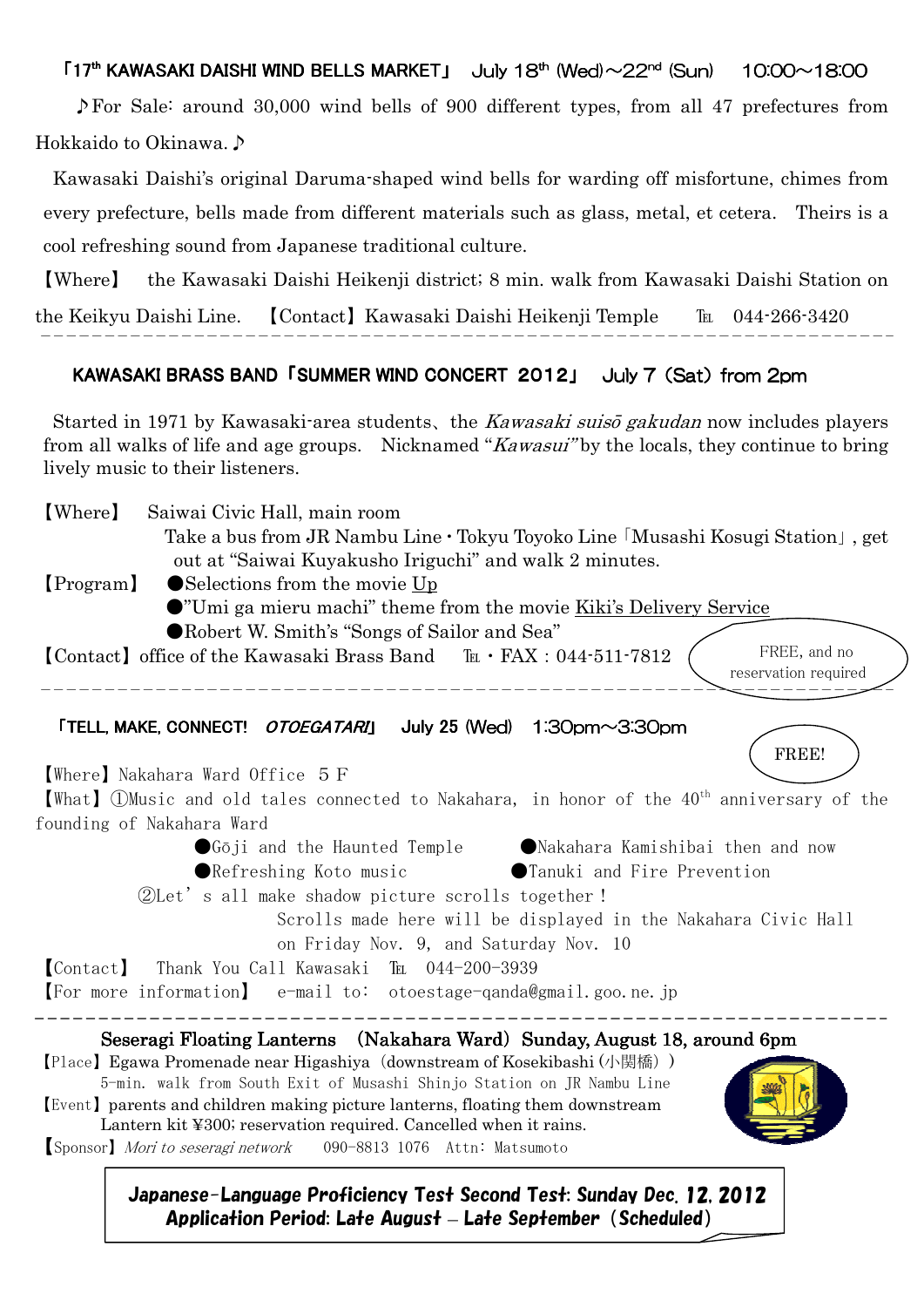## 「17th KAWASAKI DAISHI WIND BELLS MARKET」 July 18th (Wed)～22nd (Sun) 10:00～18:00

♪For Sale: around 30,000 wind bells of 900 different types, from all 47 prefectures from Hokkaido to Okinawa.♪

Kawasaki Daishi's original Daruma-shaped wind bells for warding off misfortune, chimes from every prefecture, bells made from different materials such as glass, metal, et cetera. Theirs is a cool refreshing sound from Japanese traditional culture.

【Where】 the Kawasaki Daishi Heikenji district; 8 min. walk from Kawasaki Daishi Station on the Keikyu Daishi Line. 【Contact】Kawasaki Daishi Heikenji Temple ℡ 044-266-3420

---

## KAWASAKI BRASS BAND「SUMMER WIND CONCERT 2012」 July 7 (Sat) from 2pm

Started in 1971 by Kawasaki-area students、the *Kawasaki suisō gakudan* now includes players from all walks of life and age groups. Nicknamed "*Kawasui"* by the locals, they continue to bring lively music to their listeners.

【Where】 Saiwai Civic Hall, main room
Take a bus from JR Nambu Line・Tokyu Toyoko Line「Musashi Kosugi Station」, get out at "Saiwai Kuyakusho Iriguchi" and walk 2 minutes.

【Program】
- ●Selections from the movie Up
- ●"Umi ga mieru machi" theme from the movie Kiki's Delivery Service
- ●Robert W. Smith's "Songs of Sailor and Sea"

【Contact】office of the Kawasaki Brass Band ℡・FAX : 044-511-7812

FREE, and no reservation required

---

## 「TELL, MAKE, CONNECT! *OTOEGATARI!*」 July 25 (Wed) 1:30pm～3:30pm

FREE!

【Where】Nakahara Ward Office 5 F

【What】①Music and old tales connected to Nakahara, in honor of the 40th anniversary of the founding of Nakahara Ward

- ●Gōji and the Haunted Temple
- ●Nakahara Kamishibai then and now
- ●Refreshing Koto music
- ●Tanuki and Fire Prevention

②Let's all make shadow picture scrolls together！
Scrolls made here will be displayed in the Nakahara Civic Hall on Friday Nov. 9, and Saturday Nov. 10

【Contact】 Thank You Call Kawasaki ℡ 044-200-3939

【For more information】 e-mail to: otoestage-qanda@gmail.goo.ne.jp

---

## Seseragi Floating Lanterns (Nakahara Ward) Sunday, August 18, around 6pm

【Place】Egawa Promenade near Higashiya (downstream of Kosekibashi (小関橋))
5-min. walk from South Exit of Musashi Shinjo Station on JR Nambu Line

【Event】parents and children making picture lanterns, floating them downstream
Lantern kit ¥300; reservation required. Cancelled when it rains.

【Sponsor】*Mori to seseragi network* 090-8813 1076 Attn: Matsumoto

---

***Japanese-Language Proficiency Test Second Test: Sunday Dec. 12, 2012***
***Application Period: Late August – Late September (Scheduled)***